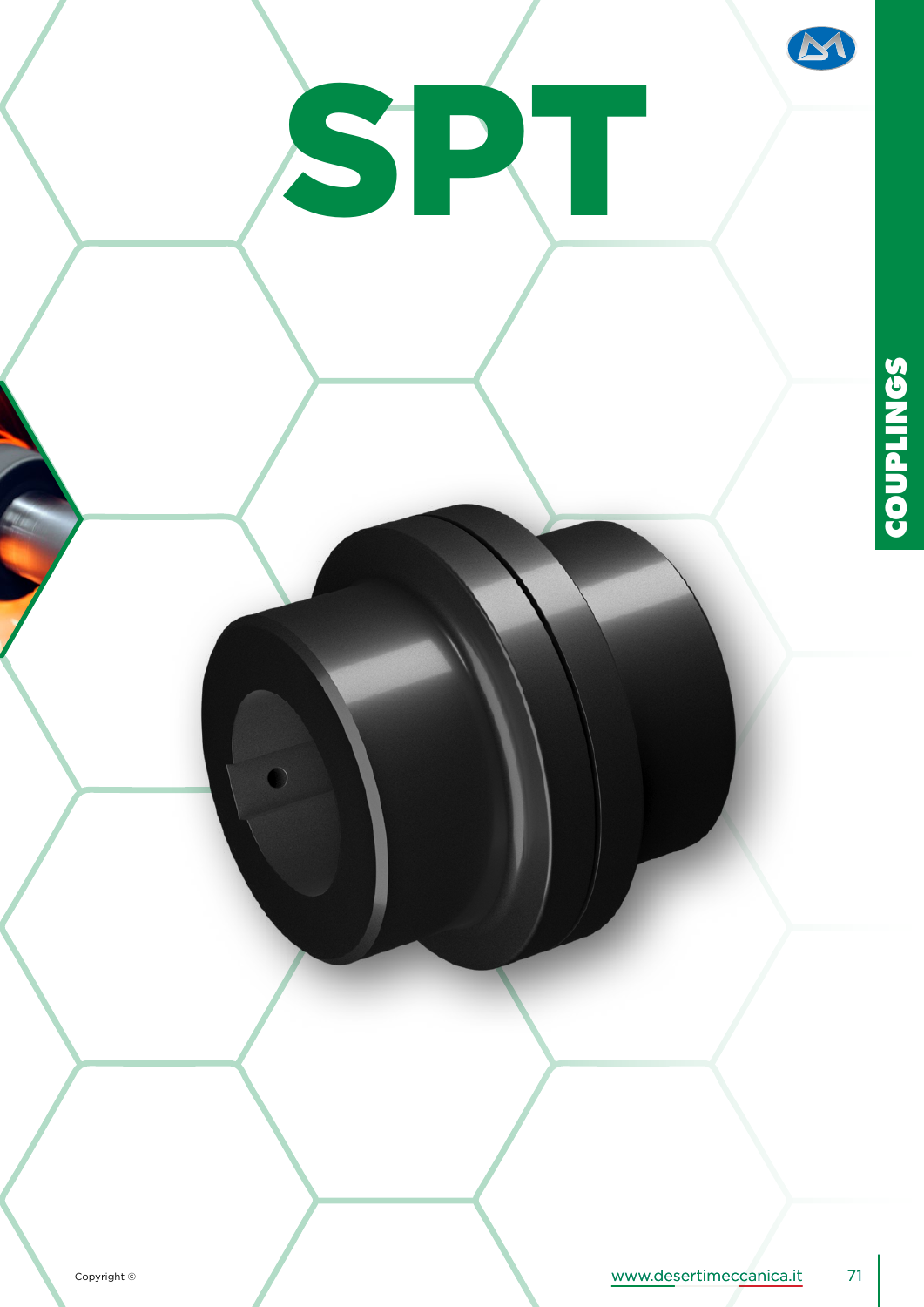# SPT

COUPLINGS

Copyright ©

www.desertimeccanica.it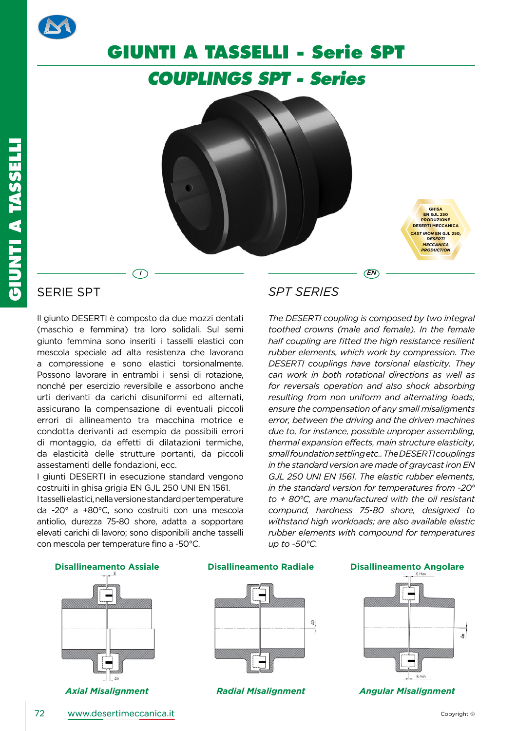# GIUNTI A TASSELLI - Serie SPT

## *COUPLINGS SPT - Series*

GHISA EN GJL 250 PRODUZIONE DESERTI MECCANICA

*CAST IRON EN GJL 250, DESERTI MECCANICA PRODUCTION*

### SERIE SPT

Il giunto DESERTI è composto da due mozzi dentati (maschio e femmina) tra loro solidali. Sul semi giunto femmina sono inseriti i tasselli elastici con mescola speciale ad alta resistenza che lavorano a compressione e sono elastici torsionalmente. Possono lavorare in entrambi i sensi di rotazione, nonché per esercizio reversibile e assorbono anche urti derivanti da carichi disuniformi ed alternati, assicurano la compensazione di eventuali piccoli errori di allineamento tra macchina motrice e condotta derivanti ad esempio da possibili errori di montaggio, da effetti di dilatazioni termiche, da elasticità delle strutture portanti, da piccoli assestamenti delle fondazioni, ecc.

I giunti DESERTI in esecuzione standard vengono costruiti in ghisa grigia EN GJL 250 UNI EN 1561.

I tasselli elastici, nella versione standard per temperature da -20° a +80°C, sono costruiti con una mescola antiolio, durezza 75-80 shore, adatta a sopportare elevati carichi di lavoro; sono disponibili anche tasselli con mescola per temperature fino a -50°C.

### *SPT SERIES*

*The DESERTI coupling is composed by two integral toothed crowns (male and female). In the female half coupling are fitted the high resistance resilient rubber elements, which work by compression. The DESERTI couplings have torsional elasticity. They can work in both rotational directions as well as for reversals operation and also shock absorbing resulting from non uniform and alternating loads, ensure the compensation of any small misaligments error, between the driving and the driven machines due to, for instance, possible unproper assembling, thermal expansion effects, main structure elasticity, small foundation settling etc.. The DESERTI couplings in the standard version are made of graycast iron EN GJL 250 UNI EN 1561. The elastic rubber elements, in the standard version for temperatures from -20° to + 80°C, are manufactured with the oil resistant compund, hardness 75-80 shore, designed to withstand high workloads; are also available elastic rubber elements with compound for temperatures up to -50°C.*

**Disallineamento Assiale**

*Axial Misalignment*

**Disallineamento Radiale**

*Radial Misalignment*

**Disallineamento Angolare**

*Angular Misalignment*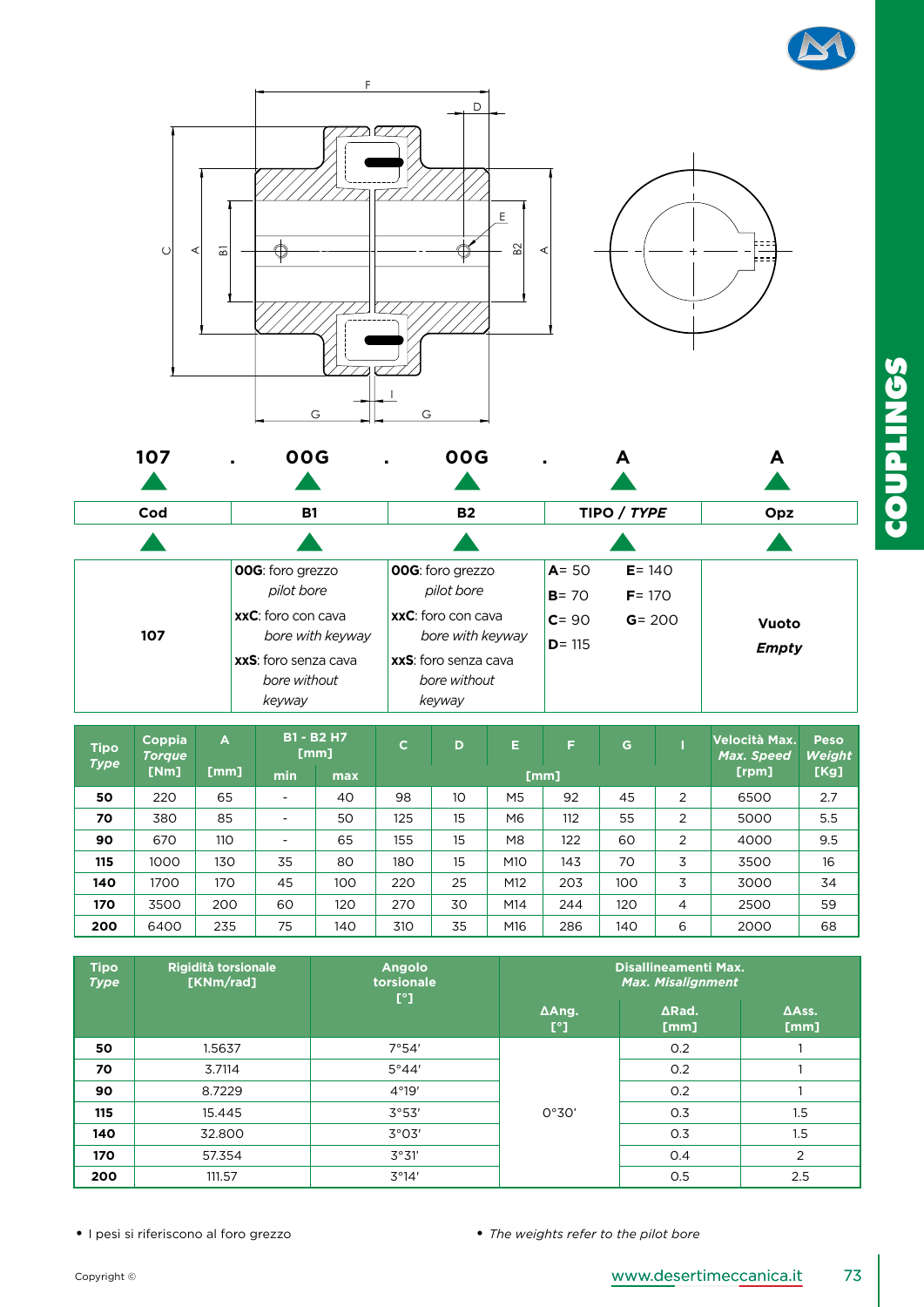107 . 00G . 00G . A A

| Cod | B1 | B2 | TIPO / *TYPE* | Opz |
|---|---|---|---|---|
| 107 | **00G**: foro grezzo *pilot bore*<br>**xxC**: foro con cava *bore with keyway*<br>**xxS**: foro senza cava *bore without keyway* | **00G**: foro grezzo *pilot bore*<br>**xxC**: foro con cava *bore with keyway*<br>**xxS**: foro senza cava *bore without keyway* | **A**= 50 **E**= 140<br>**B**= 70 **F**= 170<br>**C**= 90 **G**= 200<br>**D**= 115 | **Vuoto**<br>***Empty*** |

| Tipo *Type* | Coppia *Torque* [Nm] | A [mm] | B1 - B2 H7 [mm] | | C | D | E | F | G | I | Velocità Max. *Max. Speed* [rpm] | Peso *Weight* [Kg] |
|---|---|---|---|---|---|---|---|---|---|---|---|---|
| | | | min | max | [mm] | | | | | | | |
| **50** | 220 | 65 | - | 40 | 98 | 10 | M5 | 92 | 45 | 2 | 6500 | 2.7 |
| **70** | 380 | 85 | - | 50 | 125 | 15 | M6 | 112 | 55 | 2 | 5000 | 5.5 |
| **90** | 670 | 110 | - | 65 | 155 | 15 | M8 | 122 | 60 | 2 | 4000 | 9.5 |
| **115** | 1000 | 130 | 35 | 80 | 180 | 15 | M10 | 143 | 70 | 3 | 3500 | 16 |
| **140** | 1700 | 170 | 45 | 100 | 220 | 25 | M12 | 203 | 100 | 3 | 3000 | 34 |
| **170** | 3500 | 200 | 60 | 120 | 270 | 30 | M14 | 244 | 120 | 4 | 2500 | 59 |
| **200** | 6400 | 235 | 75 | 140 | 310 | 35 | M16 | 286 | 140 | 6 | 2000 | 68 |

| Tipo *Type* | Rigidità torsionale [KNm/rad] | Angolo torsionale [°] | Disallineamenti Max. *Max. Misalignment* | | |
|---|---|---|---|---|---|
| | | | ΔAng. [°] | ΔRad. [mm] | ΔAss. [mm] |
| **50** | 1.5637 | 7°54′ | 0°30′ | 0.2 | 1 |
| **70** | 3.7114 | 5°44′ | | 0.2 | 1 |
| **90** | 8.7229 | 4°19′ | | 0.2 | 1 |
| **115** | 15.445 | 3°53′ | | 0.3 | 1.5 |
| **140** | 32.800 | 3°03′ | | 0.3 | 1.5 |
| **170** | 57.354 | 3°31′ | | 0.4 | 2 |
| **200** | 111.57 | 3°14′ | | 0.5 | 2.5 |

- I pesi si riferiscono al foro grezzo
- *The weights refer to the pilot bore*

Copyright ©

www.desertimeccanica.it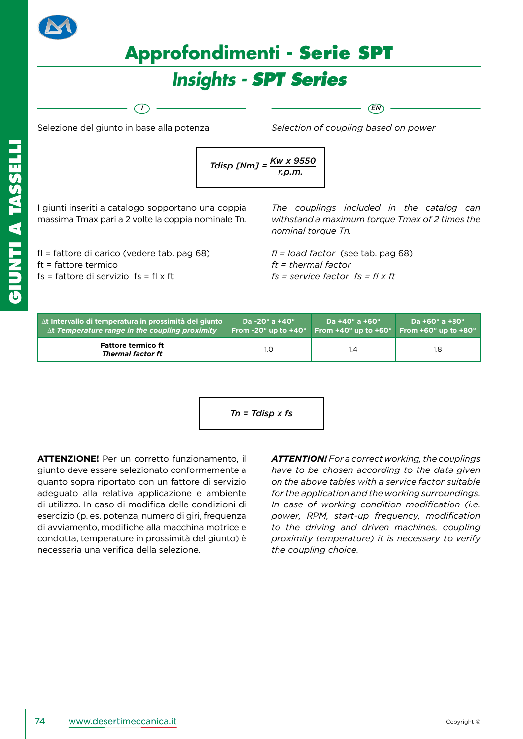# Approfondimenti - Serie SPT

## *Insights - SPT Series*

**I**

Selezione del giunto in base alla potenza

**EN**

*Selection of coupling based on power*

$$Tdisp\ [Nm] = \frac{Kw \times 9550}{r.p.m.}$$

I giunti inseriti a catalogo sopportano una coppia massima Tmax pari a 2 volte la coppia nominale Tn.

*The couplings included in the catalog can withstand a maximum torque Tmax of 2 times the nominal torque Tn.*

fl = fattore di carico (vedere tab. pag 68)
ft = fattore termico
fs = fattore di servizio  fs = fl x ft

*fl = load factor* (see tab. pag 68)
*ft = thermal factor*
*fs = service factor  fs = fl x ft*

| ∆t Intervallo di temperatura in prossimità del giunto<br>∆t *Temperature range in the coupling proximity* | Da -20° a +40°<br>From -20° up to +40° | Da +40° a +60°<br>From +40° up to +60° | Da +60° a +80°<br>From +60° up to +80° |
|---|---|---|---|
| **Fattore termico ft**<br>***Thermal factor ft*** | 1.0 | 1.4 | 1.8 |

$$Tn = Tdisp \times fs$$

**ATTENZIONE!** Per un corretto funzionamento, il giunto deve essere selezionato conformemente a quanto sopra riportato con un fattore di servizio adeguato alla relativa applicazione e ambiente di utilizzo. In caso di modifica delle condizioni di esercizio (p. es. potenza, numero di giri, frequenza di avviamento, modifiche alla macchina motrice e condotta, temperature in prossimità del giunto) è necessaria una verifica della selezione.

***ATTENTION!*** *For a correct working, the couplings have to be chosen according to the data given on the above tables with a service factor suitable for the application and the working surroundings. In case of working condition modification (i.e. power, RPM, start-up frequency, modification to the driving and driven machines, coupling proximity temperature) it is necessary to verify the coupling choice.*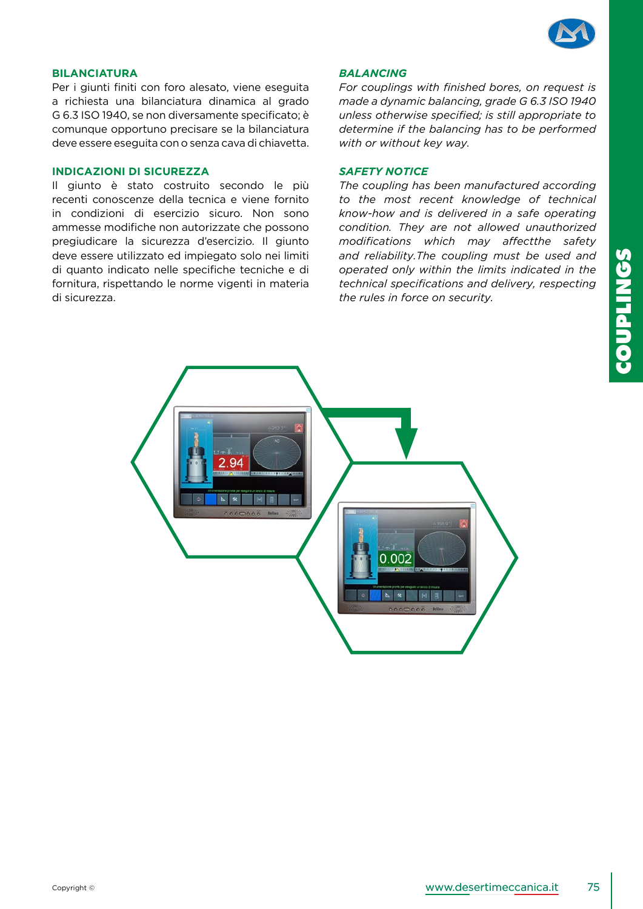## BILANCIATURA

Per i giunti finiti con foro alesato, viene eseguita a richiesta una bilanciatura dinamica al grado G 6.3 ISO 1940, se non diversamente specificato; è comunque opportuno precisare se la bilanciatura deve essere eseguita con o senza cava di chiavetta.

## INDICAZIONI DI SICUREZZA

Il giunto è stato costruito secondo le più recenti conoscenze della tecnica e viene fornito in condizioni di esercizio sicuro. Non sono ammesse modifiche non autorizzate che possono pregiudicare la sicurezza d'esercizio. Il giunto deve essere utilizzato ed impiegato solo nei limiti di quanto indicato nelle specifiche tecniche e di fornitura, rispettando le norme vigenti in materia di sicurezza.

## *BALANCING*

*For couplings with finished bores, on request is made a dynamic balancing, grade G 6.3 ISO 1940 unless otherwise specified; is still appropriate to determine if the balancing has to be performed with or without key way.*

## *SAFETY NOTICE*

*The coupling has been manufactured according to the most recent knowledge of technical know-how and is delivered in a safe operating condition. They are not allowed unauthorized modifications which may affectthe safety and reliability.The coupling must be used and operated only within the limits indicated in the technical specifications and delivery, respecting the rules in force on security.*

Copyright ©

www.desertimeccanica.it